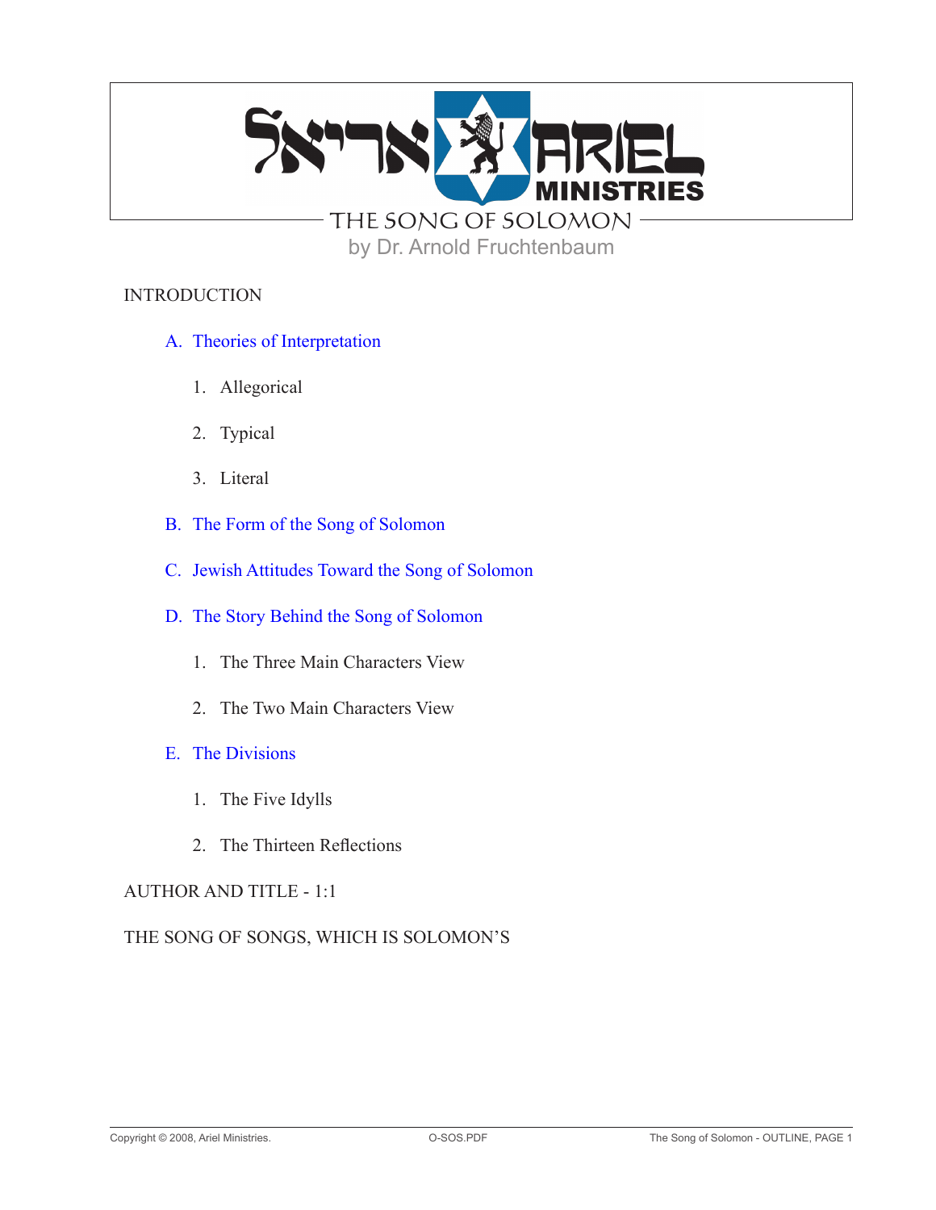# THE SONG OF SOLOMON

by Dr. Arnold Fruchtenbaum

## INTRODUCTION

A. Theories of Interpretation

1. Allegorical
2. Typical
3. Literal

B. The Form of the Song of Solomon

C. Jewish Attitudes Toward the Song of Solomon

D. The Story Behind the Song of Solomon

1. The Three Main Characters View
2. The Two Main Characters View

E. The Divisions

1. The Five Idylls
2. The Thirteen Reflections

## AUTHOR AND TITLE - 1:1

THE SONG OF SONGS, WHICH IS SOLOMON'S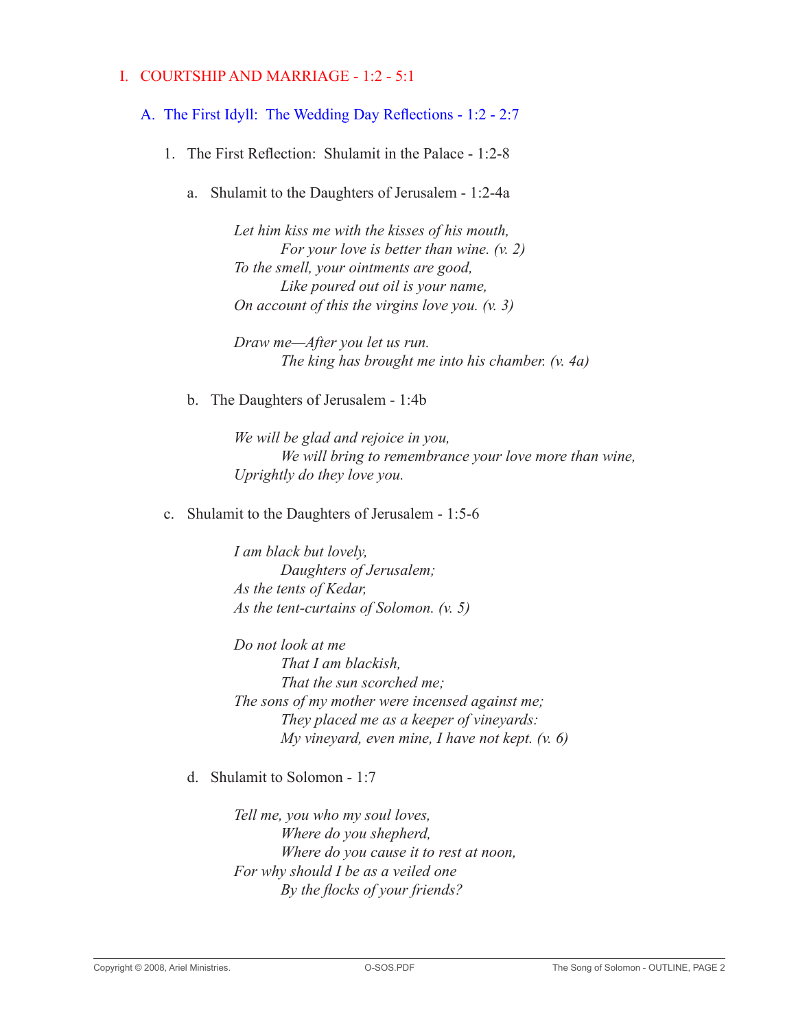# I. COURTSHIP AND MARRIAGE - 1:2 - 5:1

## A. The First Idyll: The Wedding Day Reflections - 1:2 - 2:7

### 1. The First Reflection: Shulamit in the Palace - 1:2-8

#### a. Shulamit to the Daughters of Jerusalem - 1:2-4a

*Let him kiss me with the kisses of his mouth,*
*For your love is better than wine. (v. 2)*
*To the smell, your ointments are good,*
*Like poured out oil is your name,*
*On account of this the virgins love you. (v. 3)*

*Draw me—After you let us run.*
*The king has brought me into his chamber. (v. 4a)*

#### b. The Daughters of Jerusalem - 1:4b

*We will be glad and rejoice in you,*
*We will bring to remembrance your love more than wine,*
*Uprightly do they love you.*

#### c. Shulamit to the Daughters of Jerusalem - 1:5-6

*I am black but lovely,*
*Daughters of Jerusalem;*
*As the tents of Kedar,*
*As the tent-curtains of Solomon. (v. 5)*

*Do not look at me*
*That I am blackish,*
*That the sun scorched me;*
*The sons of my mother were incensed against me;*
*They placed me as a keeper of vineyards:*
*My vineyard, even mine, I have not kept. (v. 6)*

#### d. Shulamit to Solomon - 1:7

*Tell me, you who my soul loves,*
*Where do you shepherd,*
*Where do you cause it to rest at noon,*
*For why should I be as a veiled one*
*By the flocks of your friends?*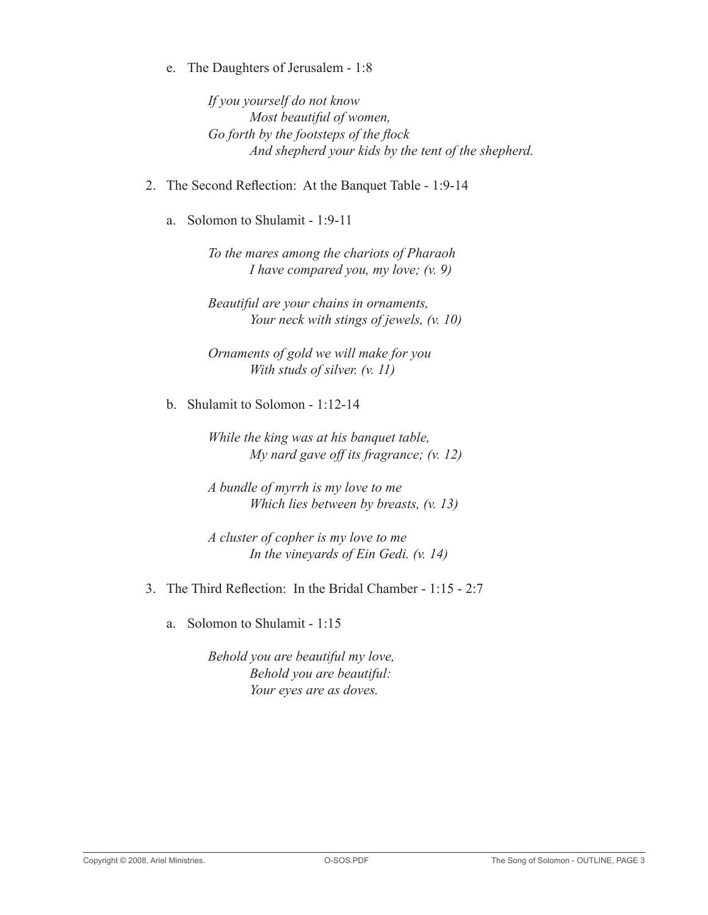e. The Daughters of Jerusalem - 1:8

*If you yourself do not know*
*Most beautiful of women,*
*Go forth by the footsteps of the flock*
*And shepherd your kids by the tent of the shepherd.*

2. The Second Reflection: At the Banquet Table - 1:9-14

a. Solomon to Shulamit - 1:9-11

*To the mares among the chariots of Pharaoh*
*I have compared you, my love; (v. 9)*

*Beautiful are your chains in ornaments,*
*Your neck with stings of jewels, (v. 10)*

*Ornaments of gold we will make for you*
*With studs of silver. (v. 11)*

b. Shulamit to Solomon - 1:12-14

*While the king was at his banquet table,*
*My nard gave off its fragrance; (v. 12)*

*A bundle of myrrh is my love to me*
*Which lies between by breasts, (v. 13)*

*A cluster of copher is my love to me*
*In the vineyards of Ein Gedi. (v. 14)*

3. The Third Reflection: In the Bridal Chamber - 1:15 - 2:7

a. Solomon to Shulamit - 1:15

*Behold you are beautiful my love,*
*Behold you are beautiful:*
*Your eyes are as doves.*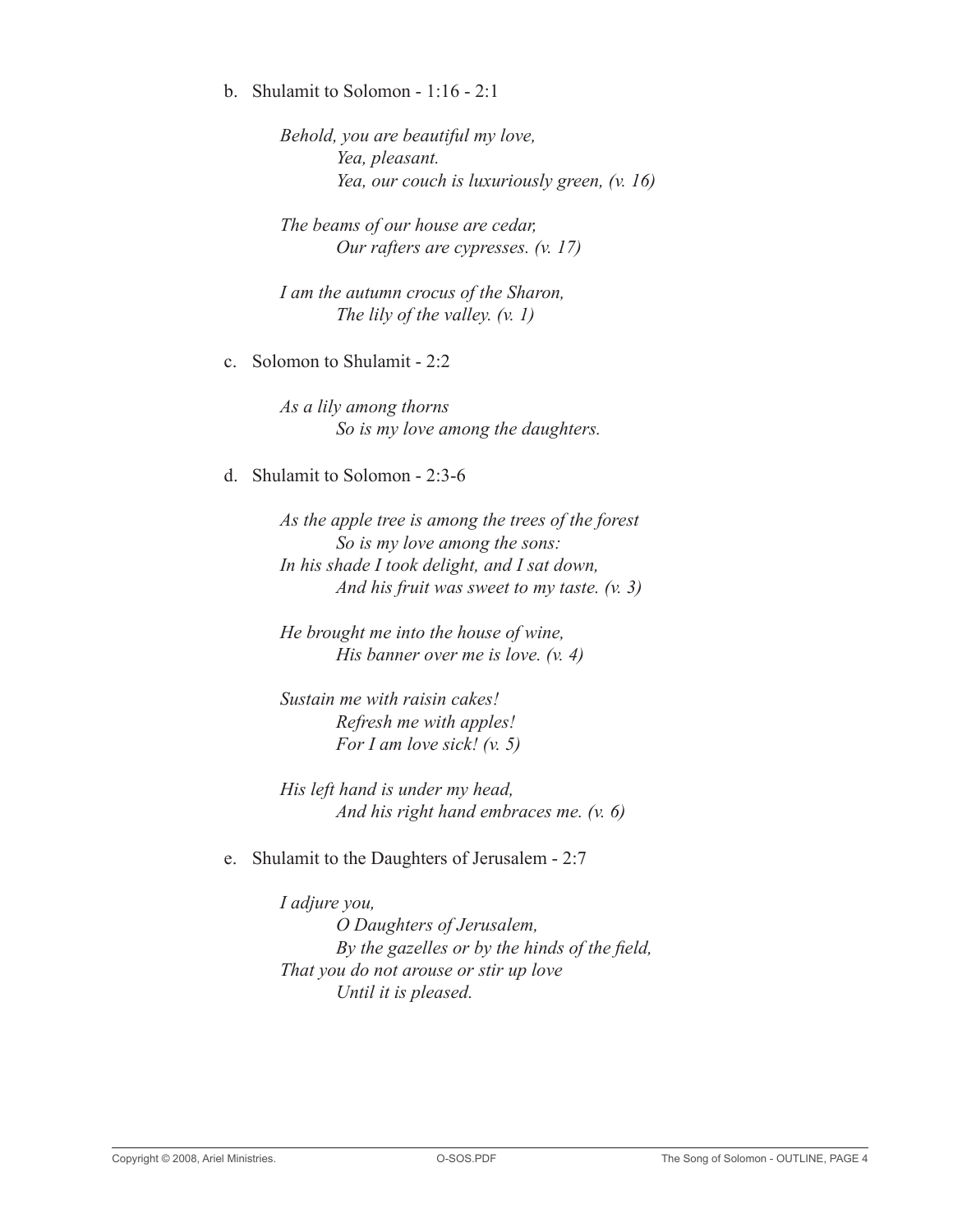b. Shulamit to Solomon - 1:16 - 2:1

> *Behold, you are beautiful my love,*
> *Yea, pleasant.*
> *Yea, our couch is luxuriously green, (v. 16)*
>
> *The beams of our house are cedar,*
> *Our rafters are cypresses. (v. 17)*
>
> *I am the autumn crocus of the Sharon,*
> *The lily of the valley. (v. 1)*

c. Solomon to Shulamit - 2:2

> *As a lily among thorns*
> *So is my love among the daughters.*

d. Shulamit to Solomon - 2:3-6

> *As the apple tree is among the trees of the forest*
> *So is my love among the sons:*
> *In his shade I took delight, and I sat down,*
> *And his fruit was sweet to my taste. (v. 3)*
>
> *He brought me into the house of wine,*
> *His banner over me is love. (v. 4)*
>
> *Sustain me with raisin cakes!*
> *Refresh me with apples!*
> *For I am love sick! (v. 5)*
>
> *His left hand is under my head,*
> *And his right hand embraces me. (v. 6)*

e. Shulamit to the Daughters of Jerusalem - 2:7

> *I adjure you,*
> *O Daughters of Jerusalem,*
> *By the gazelles or by the hinds of the field,*
> *That you do not arouse or stir up love*
> *Until it is pleased.*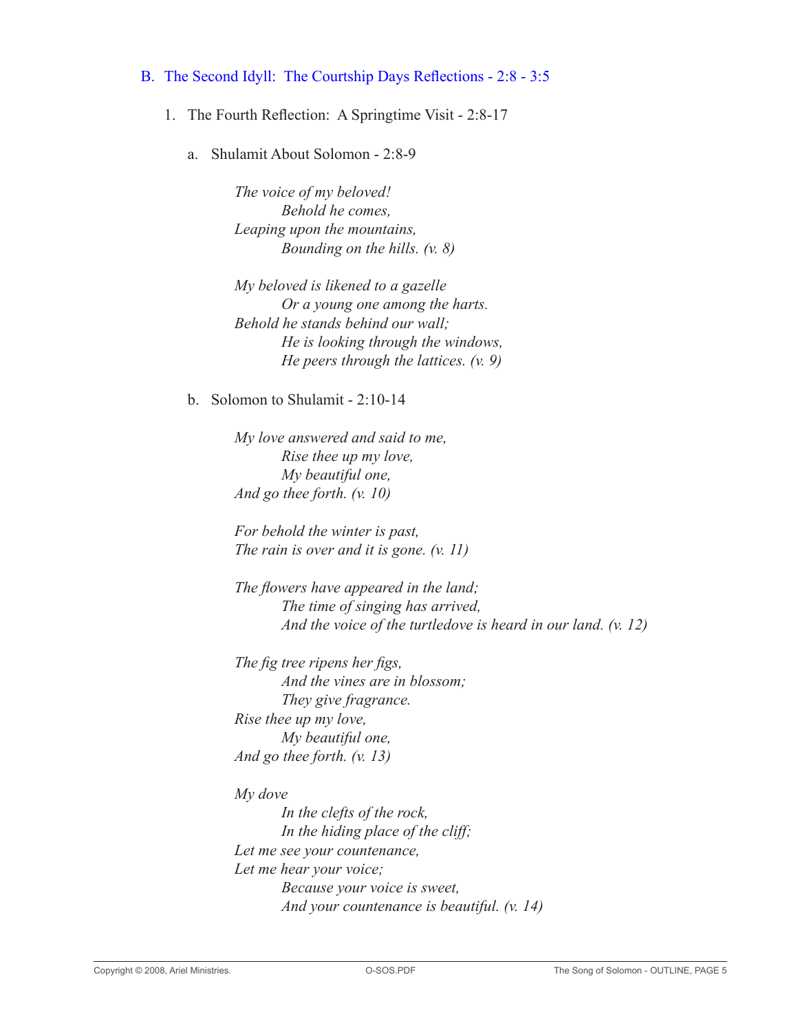## B. The Second Idyll: The Courtship Days Reflections - 2:8 - 3:5

### 1. The Fourth Reflection: A Springtime Visit - 2:8-17

#### a. Shulamit About Solomon - 2:8-9

*The voice of my beloved!*
*Behold he comes,*
*Leaping upon the mountains,*
*Bounding on the hills. (v. 8)*

*My beloved is likened to a gazelle*
*Or a young one among the harts.*
*Behold he stands behind our wall;*
*He is looking through the windows,*
*He peers through the lattices. (v. 9)*

#### b. Solomon to Shulamit - 2:10-14

*My love answered and said to me,*
*Rise thee up my love,*
*My beautiful one,*
*And go thee forth. (v. 10)*

*For behold the winter is past,*
*The rain is over and it is gone. (v. 11)*

*The flowers have appeared in the land;*
*The time of singing has arrived,*
*And the voice of the turtledove is heard in our land. (v. 12)*

*The fig tree ripens her figs,*
*And the vines are in blossom;*
*They give fragrance.*
*Rise thee up my love,*
*My beautiful one,*
*And go thee forth. (v. 13)*

*My dove*
*In the clefts of the rock,*
*In the hiding place of the cliff;*
*Let me see your countenance,*
*Let me hear your voice;*
*Because your voice is sweet,*
*And your countenance is beautiful. (v. 14)*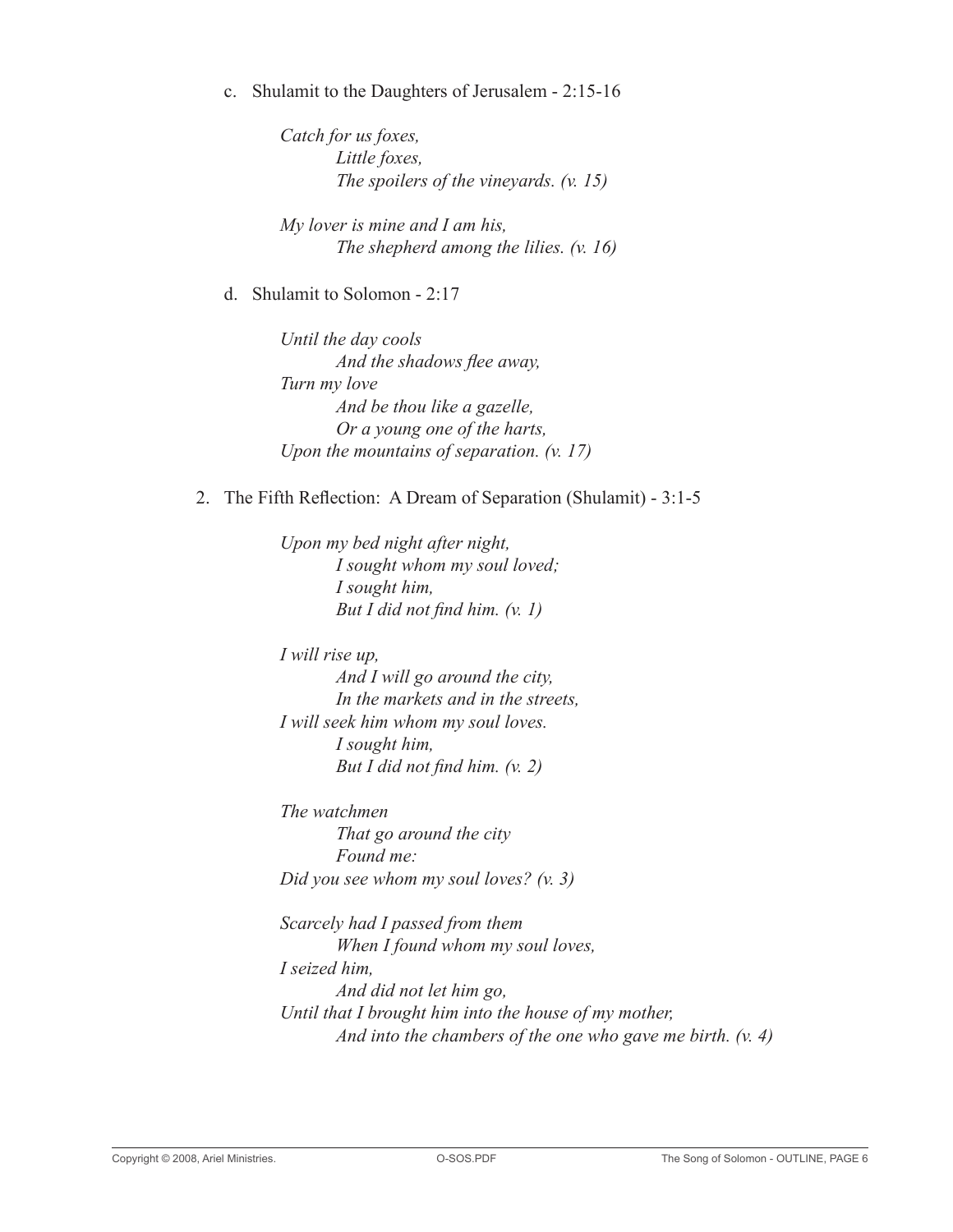c. Shulamit to the Daughters of Jerusalem - 2:15-16

*Catch for us foxes,*
*Little foxes,*
*The spoilers of the vineyards. (v. 15)*

*My lover is mine and I am his,*
*The shepherd among the lilies. (v. 16)*

d. Shulamit to Solomon - 2:17

*Until the day cools*
*And the shadows flee away,*
*Turn my love*
*And be thou like a gazelle,*
*Or a young one of the harts,*
*Upon the mountains of separation. (v. 17)*

2. The Fifth Reflection: A Dream of Separation (Shulamit) - 3:1-5

*Upon my bed night after night,*
*I sought whom my soul loved;*
*I sought him,*
*But I did not find him. (v. 1)*

*I will rise up,*
*And I will go around the city,*
*In the markets and in the streets,*
*I will seek him whom my soul loves.*
*I sought him,*
*But I did not find him. (v. 2)*

*The watchmen*
*That go around the city*
*Found me:*
*Did you see whom my soul loves? (v. 3)*

*Scarcely had I passed from them*
*When I found whom my soul loves,*
*I seized him,*
*And did not let him go,*
*Until that I brought him into the house of my mother,*
*And into the chambers of the one who gave me birth. (v. 4)*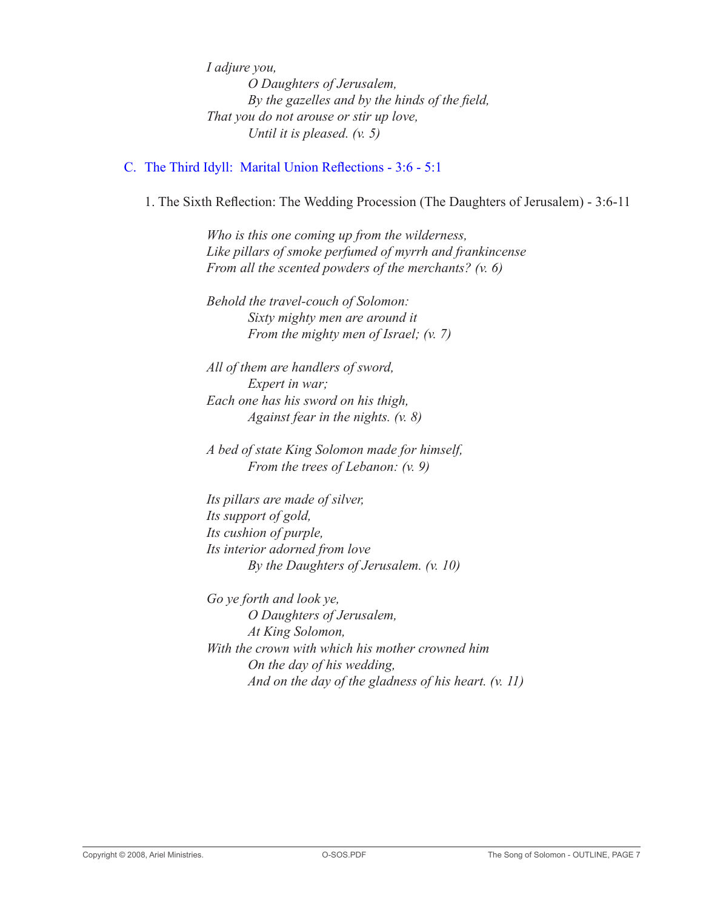*I adjure you,*
*O Daughters of Jerusalem,*
*By the gazelles and by the hinds of the field,*
*That you do not arouse or stir up love,*
*Until it is pleased. (v. 5)*

## C. The Third Idyll: Marital Union Reflections - 3:6 - 5:1

### 1. The Sixth Reflection: The Wedding Procession (The Daughters of Jerusalem) - 3:6-11

*Who is this one coming up from the wilderness,*
*Like pillars of smoke perfumed of myrrh and frankincense*
*From all the scented powders of the merchants? (v. 6)*

*Behold the travel-couch of Solomon:*
*Sixty mighty men are around it*
*From the mighty men of Israel; (v. 7)*

*All of them are handlers of sword,*
*Expert in war;*
*Each one has his sword on his thigh,*
*Against fear in the nights. (v. 8)*

*A bed of state King Solomon made for himself,*
*From the trees of Lebanon: (v. 9)*

*Its pillars are made of silver,*
*Its support of gold,*
*Its cushion of purple,*
*Its interior adorned from love*
*By the Daughters of Jerusalem. (v. 10)*

*Go ye forth and look ye,*
*O Daughters of Jerusalem,*
*At King Solomon,*
*With the crown with which his mother crowned him*
*On the day of his wedding,*
*And on the day of the gladness of his heart. (v. 11)*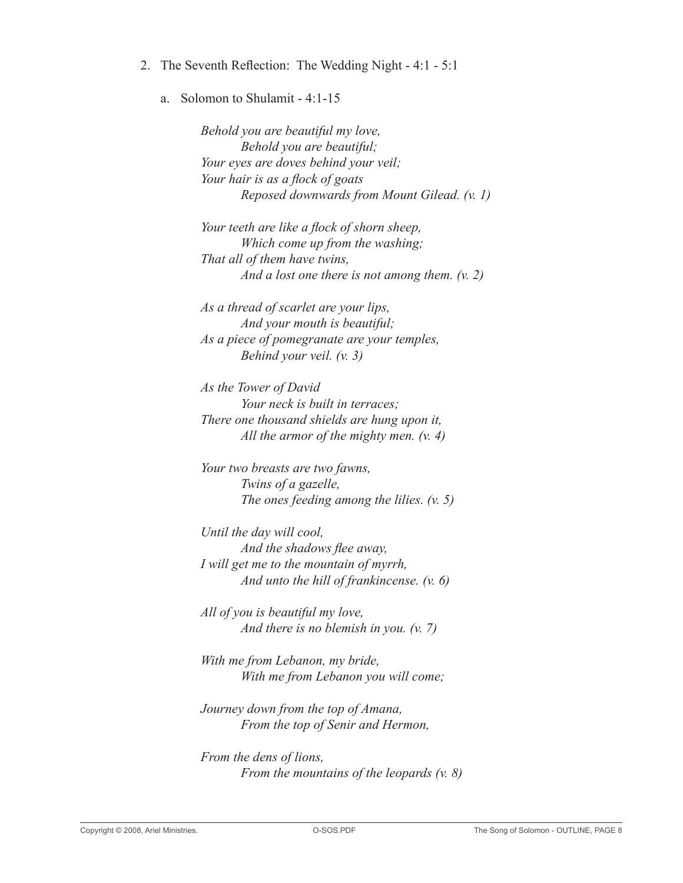2. The Seventh Reflection: The Wedding Night - 4:1 - 5:1

   a. Solomon to Shulamit - 4:1-15

      *Behold you are beautiful my love,*
      *Behold you are beautiful;*
      *Your eyes are doves behind your veil;*
      *Your hair is as a flock of goats*
      *Reposed downwards from Mount Gilead. (v. 1)*

      *Your teeth are like a flock of shorn sheep,*
      *Which come up from the washing;*
      *That all of them have twins,*
      *And a lost one there is not among them. (v. 2)*

      *As a thread of scarlet are your lips,*
      *And your mouth is beautiful;*
      *As a piece of pomegranate are your temples,*
      *Behind your veil. (v. 3)*

      *As the Tower of David*
      *Your neck is built in terraces;*
      *There one thousand shields are hung upon it,*
      *All the armor of the mighty men. (v. 4)*

      *Your two breasts are two fawns,*
      *Twins of a gazelle,*
      *The ones feeding among the lilies. (v. 5)*

      *Until the day will cool,*
      *And the shadows flee away,*
      *I will get me to the mountain of myrrh,*
      *And unto the hill of frankincense. (v. 6)*

      *All of you is beautiful my love,*
      *And there is no blemish in you. (v. 7)*

      *With me from Lebanon, my bride,*
      *With me from Lebanon you will come;*

      *Journey down from the top of Amana,*
      *From the top of Senir and Hermon,*

      *From the dens of lions,*
      *From the mountains of the leopards (v. 8)*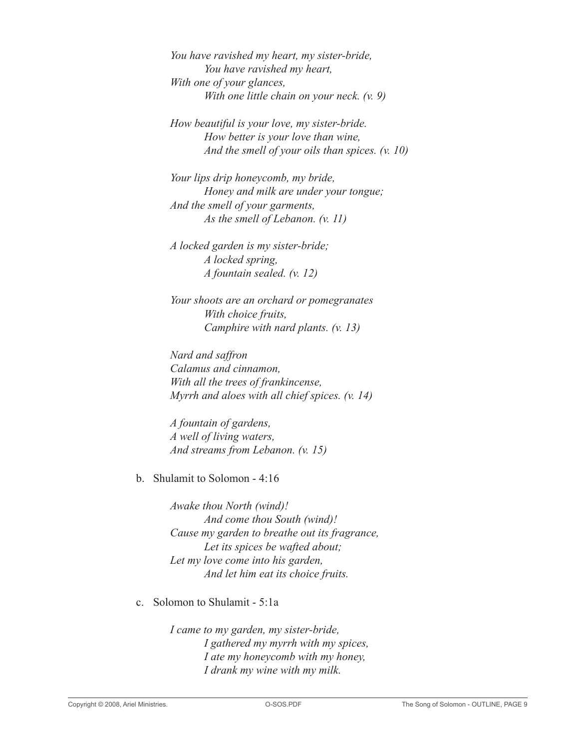*You have ravished my heart, my sister-bride,*
*You have ravished my heart,*
*With one of your glances,*
*With one little chain on your neck. (v. 9)*

*How beautiful is your love, my sister-bride.*
*How better is your love than wine,*
*And the smell of your oils than spices. (v. 10)*

*Your lips drip honeycomb, my bride,*
*Honey and milk are under your tongue;*
*And the smell of your garments,*
*As the smell of Lebanon. (v. 11)*

*A locked garden is my sister-bride;*
*A locked spring,*
*A fountain sealed. (v. 12)*

*Your shoots are an orchard or pomegranates*
*With choice fruits,*
*Camphire with nard plants. (v. 13)*

*Nard and saffron*
*Calamus and cinnamon,*
*With all the trees of frankincense,*
*Myrrh and aloes with all chief spices. (v. 14)*

*A fountain of gardens,*
*A well of living waters,*
*And streams from Lebanon. (v. 15)*

b. Shulamit to Solomon - 4:16

*Awake thou North (wind)!*
*And come thou South (wind)!*
*Cause my garden to breathe out its fragrance,*
*Let its spices be wafted about;*
*Let my love come into his garden,*
*And let him eat its choice fruits.*

c. Solomon to Shulamit - 5:1a

*I came to my garden, my sister-bride,*
*I gathered my myrrh with my spices,*
*I ate my honeycomb with my honey,*
*I drank my wine with my milk.*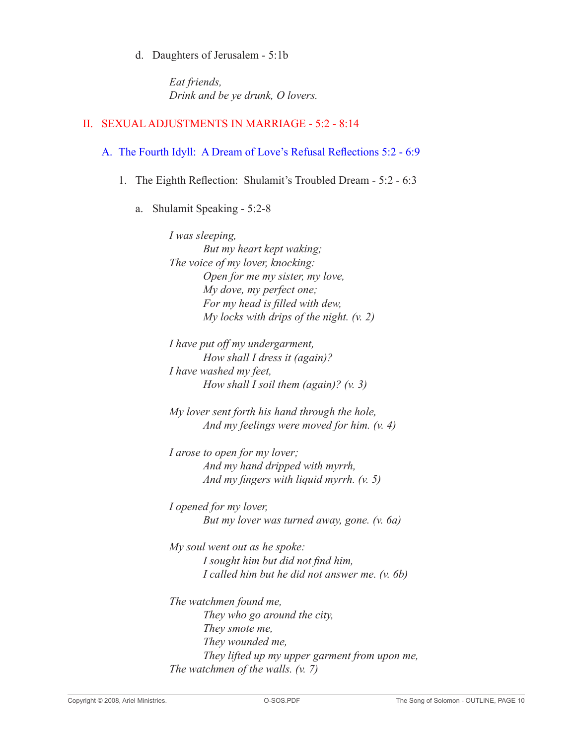d. Daughters of Jerusalem - 5:1b

> *Eat friends,*
> *Drink and be ye drunk, O lovers.*

## II. SEXUAL ADJUSTMENTS IN MARRIAGE - 5:2 - 8:14

### A. The Fourth Idyll: A Dream of Love's Refusal Reflections 5:2 - 6:9

#### 1. The Eighth Reflection: Shulamit's Troubled Dream - 5:2 - 6:3

a. Shulamit Speaking - 5:2-8

> *I was sleeping,*
> *But my heart kept waking;*
> *The voice of my lover, knocking:*
> *Open for me my sister, my love,*
> *My dove, my perfect one;*
> *For my head is filled with dew,*
> *My locks with drips of the night. (v. 2)*
>
> *I have put off my undergarment,*
> *How shall I dress it (again)?*
> *I have washed my feet,*
> *How shall I soil them (again)? (v. 3)*
>
> *My lover sent forth his hand through the hole,*
> *And my feelings were moved for him. (v. 4)*
>
> *I arose to open for my lover;*
> *And my hand dripped with myrrh,*
> *And my fingers with liquid myrrh. (v. 5)*
>
> *I opened for my lover,*
> *But my lover was turned away, gone. (v. 6a)*
>
> *My soul went out as he spoke:*
> *I sought him but did not find him,*
> *I called him but he did not answer me. (v. 6b)*
>
> *The watchmen found me,*
> *They who go around the city,*
> *They smote me,*
> *They wounded me,*
> *They lifted up my upper garment from upon me,*
> *The watchmen of the walls. (v. 7)*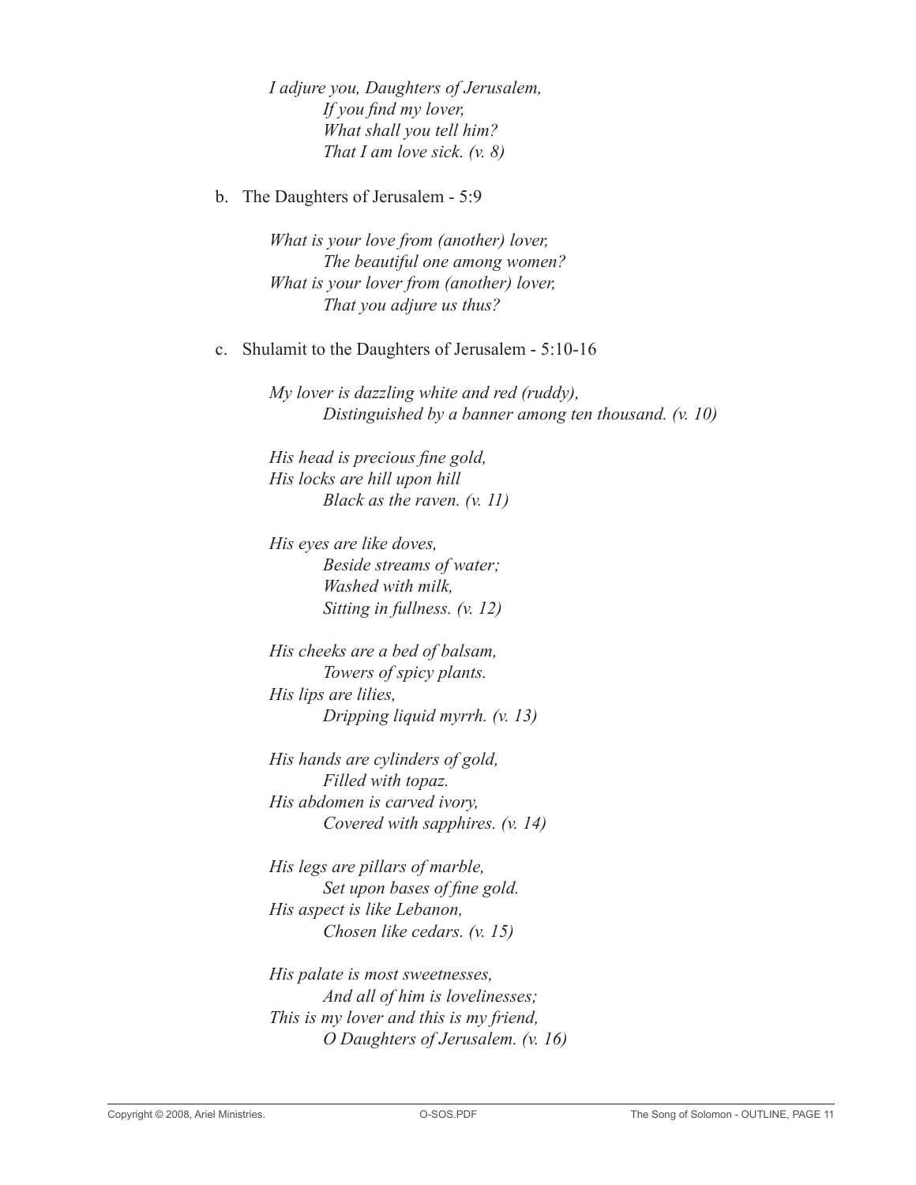*I adjure you, Daughters of Jerusalem,*
*If you find my lover,*
*What shall you tell him?*
*That I am love sick. (v. 8)*

b. The Daughters of Jerusalem - 5:9

*What is your love from (another) lover,*
*The beautiful one among women?*
*What is your lover from (another) lover,*
*That you adjure us thus?*

c. Shulamit to the Daughters of Jerusalem - 5:10-16

*My lover is dazzling white and red (ruddy),*
*Distinguished by a banner among ten thousand. (v. 10)*

*His head is precious fine gold,*
*His locks are hill upon hill*
*Black as the raven. (v. 11)*

*His eyes are like doves,*
*Beside streams of water;*
*Washed with milk,*
*Sitting in fullness. (v. 12)*

*His cheeks are a bed of balsam,*
*Towers of spicy plants.*
*His lips are lilies,*
*Dripping liquid myrrh. (v. 13)*

*His hands are cylinders of gold,*
*Filled with topaz.*
*His abdomen is carved ivory,*
*Covered with sapphires. (v. 14)*

*His legs are pillars of marble,*
*Set upon bases of fine gold.*
*His aspect is like Lebanon,*
*Chosen like cedars. (v. 15)*

*His palate is most sweetnesses,*
*And all of him is lovelinesses;*
*This is my lover and this is my friend,*
*O Daughters of Jerusalem. (v. 16)*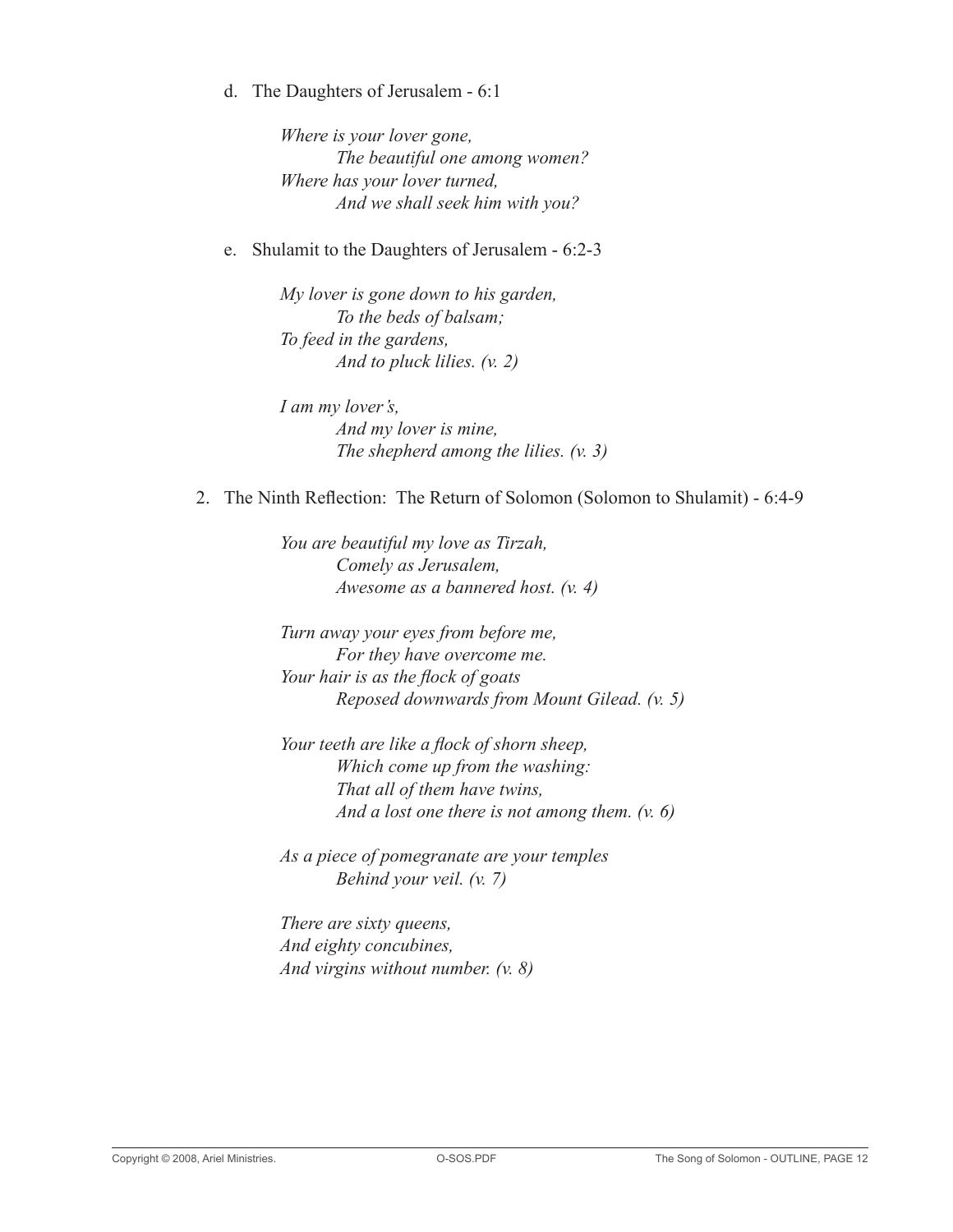d. The Daughters of Jerusalem - 6:1

> *Where is your lover gone,*
> *The beautiful one among women?*
> *Where has your lover turned,*
> *And we shall seek him with you?*

e. Shulamit to the Daughters of Jerusalem - 6:2-3

> *My lover is gone down to his garden,*
> *To the beds of balsam;*
> *To feed in the gardens,*
> *And to pluck lilies. (v. 2)*
>
> *I am my lover's,*
> *And my lover is mine,*
> *The shepherd among the lilies. (v. 3)*

2. The Ninth Reflection: The Return of Solomon (Solomon to Shulamit) - 6:4-9

> *You are beautiful my love as Tirzah,*
> *Comely as Jerusalem,*
> *Awesome as a bannered host. (v. 4)*
>
> *Turn away your eyes from before me,*
> *For they have overcome me.*
> *Your hair is as the flock of goats*
> *Reposed downwards from Mount Gilead. (v. 5)*
>
> *Your teeth are like a flock of shorn sheep,*
> *Which come up from the washing:*
> *That all of them have twins,*
> *And a lost one there is not among them. (v. 6)*
>
> *As a piece of pomegranate are your temples*
> *Behind your veil. (v. 7)*
>
> *There are sixty queens,*
> *And eighty concubines,*
> *And virgins without number. (v. 8)*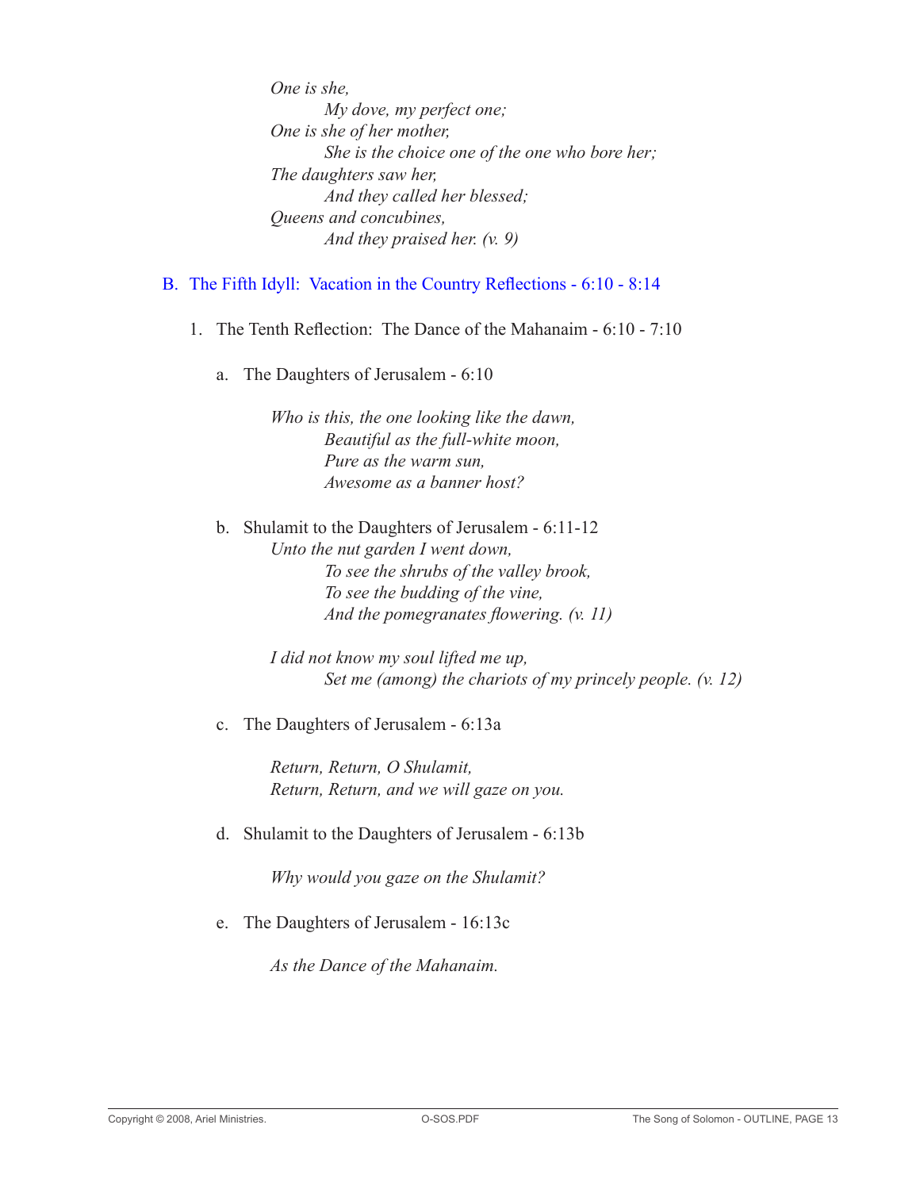*One is she,*
*My dove, my perfect one;*
*One is she of her mother,*
*She is the choice one of the one who bore her;*
*The daughters saw her,*
*And they called her blessed;*
*Queens and concubines,*
*And they praised her. (v. 9)*

## B. The Fifth Idyll: Vacation in the Country Reflections - 6:10 - 8:14

### 1. The Tenth Reflection: The Dance of the Mahanaim - 6:10 - 7:10

#### a. The Daughters of Jerusalem - 6:10

*Who is this, the one looking like the dawn,*
*Beautiful as the full-white moon,*
*Pure as the warm sun,*
*Awesome as a banner host?*

#### b. Shulamit to the Daughters of Jerusalem - 6:11-12

*Unto the nut garden I went down,*
*To see the shrubs of the valley brook,*
*To see the budding of the vine,*
*And the pomegranates flowering. (v. 11)*

*I did not know my soul lifted me up,*
*Set me (among) the chariots of my princely people. (v. 12)*

#### c. The Daughters of Jerusalem - 6:13a

*Return, Return, O Shulamit,*
*Return, Return, and we will gaze on you.*

#### d. Shulamit to the Daughters of Jerusalem - 6:13b

*Why would you gaze on the Shulamit?*

#### e. The Daughters of Jerusalem - 16:13c

*As the Dance of the Mahanaim.*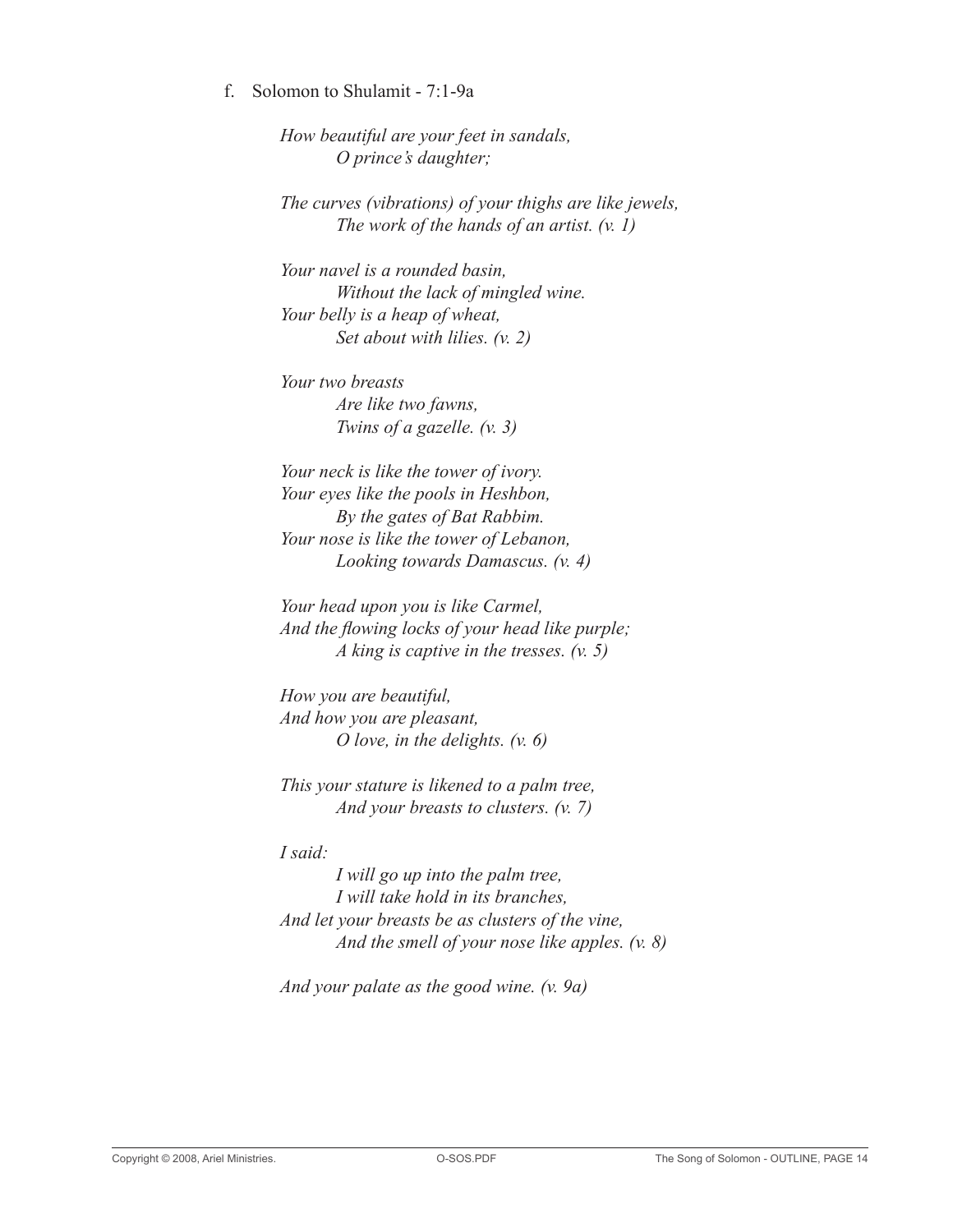f. Solomon to Shulamit - 7:1-9a

*How beautiful are your feet in sandals,*
*O prince's daughter;*

*The curves (vibrations) of your thighs are like jewels,*
*The work of the hands of an artist. (v. 1)*

*Your navel is a rounded basin,*
*Without the lack of mingled wine.*
*Your belly is a heap of wheat,*
*Set about with lilies. (v. 2)*

*Your two breasts*
*Are like two fawns,*
*Twins of a gazelle. (v. 3)*

*Your neck is like the tower of ivory.*
*Your eyes like the pools in Heshbon,*
*By the gates of Bat Rabbim.*
*Your nose is like the tower of Lebanon,*
*Looking towards Damascus. (v. 4)*

*Your head upon you is like Carmel,*
*And the flowing locks of your head like purple;*
*A king is captive in the tresses. (v. 5)*

*How you are beautiful,*
*And how you are pleasant,*
*O love, in the delights. (v. 6)*

*This your stature is likened to a palm tree,*
*And your breasts to clusters. (v. 7)*

*I said:*
*I will go up into the palm tree,*
*I will take hold in its branches,*
*And let your breasts be as clusters of the vine,*
*And the smell of your nose like apples. (v. 8)*

*And your palate as the good wine. (v. 9a)*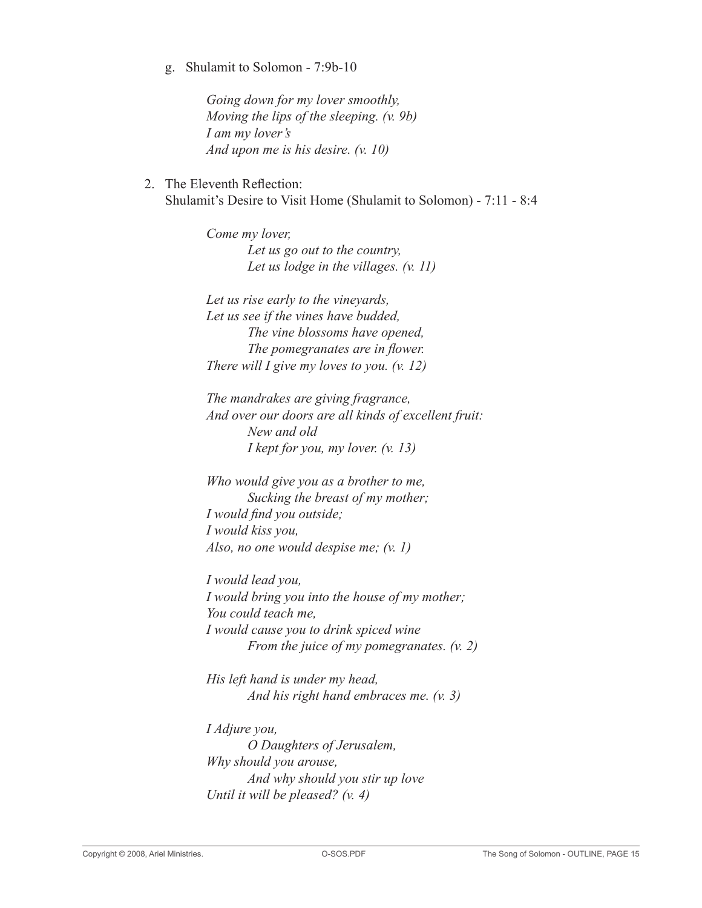g. Shulamit to Solomon - 7:9b-10

> *Going down for my lover smoothly,*
> *Moving the lips of the sleeping. (v. 9b)*
> *I am my lover's*
> *And upon me is his desire. (v. 10)*

2. The Eleventh Reflection:
   Shulamit's Desire to Visit Home (Shulamit to Solomon) - 7:11 - 8:4

> *Come my lover,*
> *Let us go out to the country,*
> *Let us lodge in the villages. (v. 11)*
>
> *Let us rise early to the vineyards,*
> *Let us see if the vines have budded,*
> *The vine blossoms have opened,*
> *The pomegranates are in flower.*
> *There will I give my loves to you. (v. 12)*
>
> *The mandrakes are giving fragrance,*
> *And over our doors are all kinds of excellent fruit:*
> *New and old*
> *I kept for you, my lover. (v. 13)*
>
> *Who would give you as a brother to me,*
> *Sucking the breast of my mother;*
> *I would find you outside;*
> *I would kiss you,*
> *Also, no one would despise me; (v. 1)*
>
> *I would lead you,*
> *I would bring you into the house of my mother;*
> *You could teach me,*
> *I would cause you to drink spiced wine*
> *From the juice of my pomegranates. (v. 2)*
>
> *His left hand is under my head,*
> *And his right hand embraces me. (v. 3)*
>
> *I Adjure you,*
> *O Daughters of Jerusalem,*
> *Why should you arouse,*
> *And why should you stir up love*
> *Until it will be pleased? (v. 4)*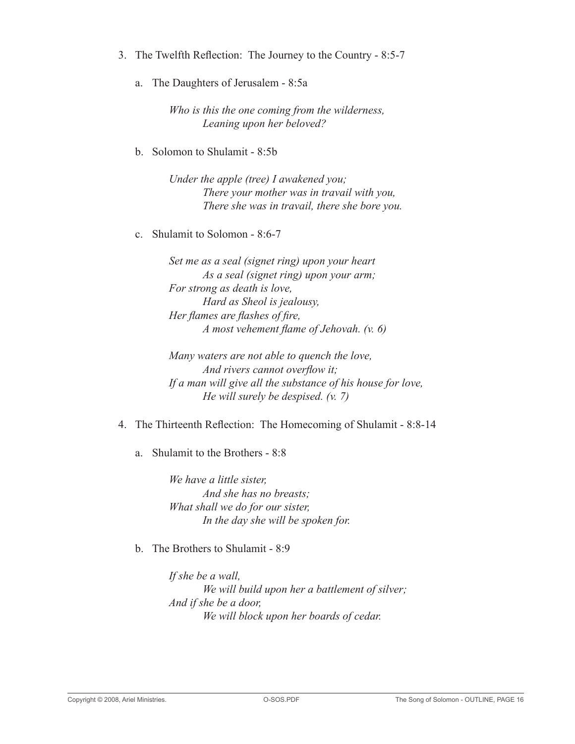3. The Twelfth Reflection: The Journey to the Country - 8:5-7

    a. The Daughters of Jerusalem - 8:5a

    > *Who is this the one coming from the wilderness,*
    > *Leaning upon her beloved?*

    b. Solomon to Shulamit - 8:5b

    > *Under the apple (tree) I awakened you;*
    > *There your mother was in travail with you,*
    > *There she was in travail, there she bore you.*

    c. Shulamit to Solomon - 8:6-7

    > *Set me as a seal (signet ring) upon your heart*
    > *As a seal (signet ring) upon your arm;*
    > *For strong as death is love,*
    > *Hard as Sheol is jealousy,*
    > *Her flames are flashes of fire,*
    > *A most vehement flame of Jehovah. (v. 6)*
    >
    > *Many waters are not able to quench the love,*
    > *And rivers cannot overflow it;*
    > *If a man will give all the substance of his house for love,*
    > *He will surely be despised. (v. 7)*

4. The Thirteenth Reflection: The Homecoming of Shulamit - 8:8-14

    a. Shulamit to the Brothers - 8:8

    > *We have a little sister,*
    > *And she has no breasts;*
    > *What shall we do for our sister,*
    > *In the day she will be spoken for.*

    b. The Brothers to Shulamit - 8:9

    > *If she be a wall,*
    > *We will build upon her a battlement of silver;*
    > *And if she be a door,*
    > *We will block upon her boards of cedar.*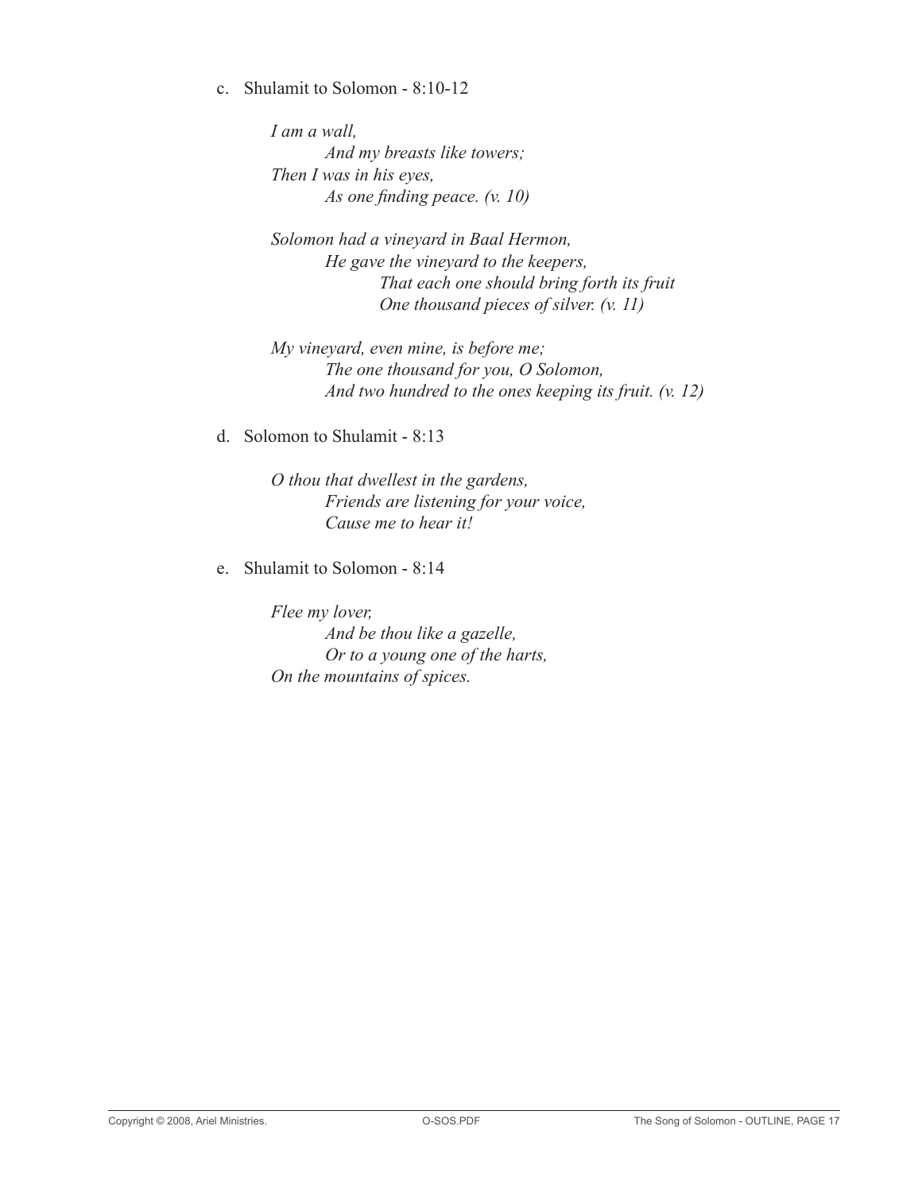c. Shulamit to Solomon - 8:10-12

*I am a wall,*
*And my breasts like towers;*
*Then I was in his eyes,*
*As one finding peace. (v. 10)*

*Solomon had a vineyard in Baal Hermon,*
*He gave the vineyard to the keepers,*
*That each one should bring forth its fruit*
*One thousand pieces of silver. (v. 11)*

*My vineyard, even mine, is before me;*
*The one thousand for you, O Solomon,*
*And two hundred to the ones keeping its fruit. (v. 12)*

d. Solomon to Shulamit - 8:13

*O thou that dwellest in the gardens,*
*Friends are listening for your voice,*
*Cause me to hear it!*

e. Shulamit to Solomon - 8:14

*Flee my lover,*
*And be thou like a gazelle,*
*Or to a young one of the harts,*
*On the mountains of spices.*